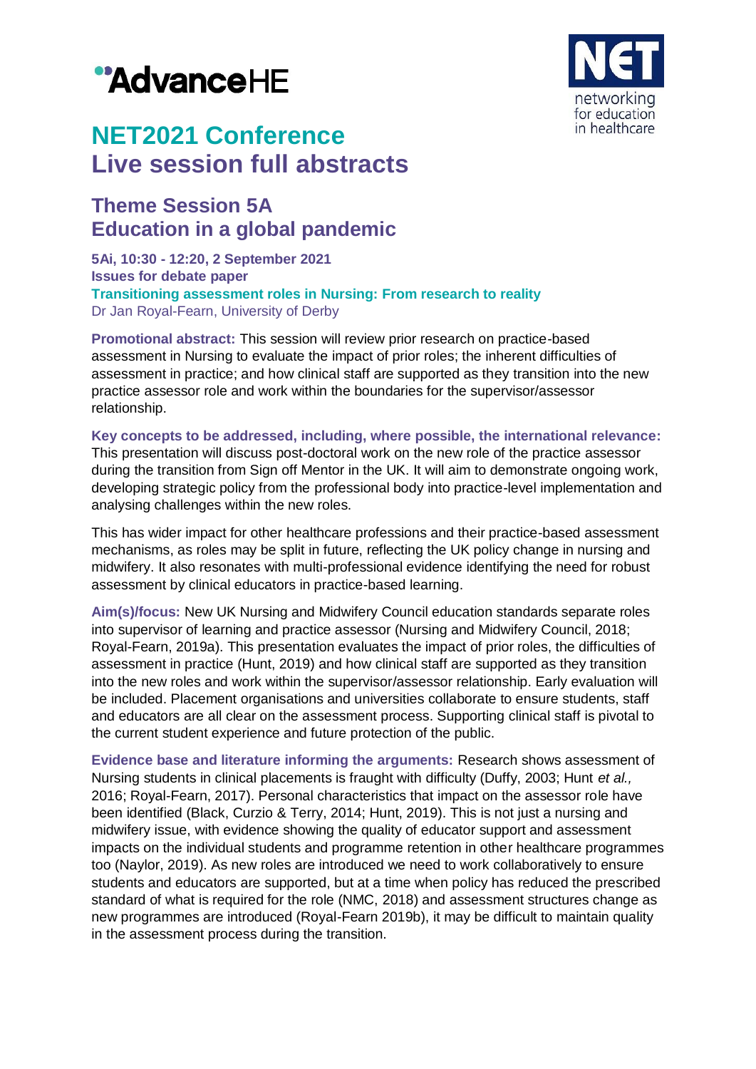# NET2021 Conference
# Live session full abstracts

## Theme Session 5A
## Education in a global pandemic

**5Ai, 10:30 - 12:20, 2 September 2021**
**Issues for debate paper**
**Transitioning assessment roles in Nursing: From research to reality**
Dr Jan Royal-Fearn, University of Derby

**Promotional abstract:** This session will review prior research on practice-based assessment in Nursing to evaluate the impact of prior roles; the inherent difficulties of assessment in practice; and how clinical staff are supported as they transition into the new practice assessor role and work within the boundaries for the supervisor/assessor relationship.

**Key concepts to be addressed, including, where possible, the international relevance:** This presentation will discuss post-doctoral work on the new role of the practice assessor during the transition from Sign off Mentor in the UK. It will aim to demonstrate ongoing work, developing strategic policy from the professional body into practice-level implementation and analysing challenges within the new roles.

This has wider impact for other healthcare professions and their practice-based assessment mechanisms, as roles may be split in future, reflecting the UK policy change in nursing and midwifery. It also resonates with multi-professional evidence identifying the need for robust assessment by clinical educators in practice-based learning.

**Aim(s)/focus:** New UK Nursing and Midwifery Council education standards separate roles into supervisor of learning and practice assessor (Nursing and Midwifery Council, 2018; Royal-Fearn, 2019a). This presentation evaluates the impact of prior roles, the difficulties of assessment in practice (Hunt, 2019) and how clinical staff are supported as they transition into the new roles and work within the supervisor/assessor relationship. Early evaluation will be included. Placement organisations and universities collaborate to ensure students, staff and educators are all clear on the assessment process. Supporting clinical staff is pivotal to the current student experience and future protection of the public.

**Evidence base and literature informing the arguments:** Research shows assessment of Nursing students in clinical placements is fraught with difficulty (Duffy, 2003; Hunt *et al.,* 2016; Royal-Fearn, 2017). Personal characteristics that impact on the assessor role have been identified (Black, Curzio & Terry, 2014; Hunt, 2019). This is not just a nursing and midwifery issue, with evidence showing the quality of educator support and assessment impacts on the individual students and programme retention in other healthcare programmes too (Naylor, 2019). As new roles are introduced we need to work collaboratively to ensure students and educators are supported, but at a time when policy has reduced the prescribed standard of what is required for the role (NMC, 2018) and assessment structures change as new programmes are introduced (Royal-Fearn 2019b), it may be difficult to maintain quality in the assessment process during the transition.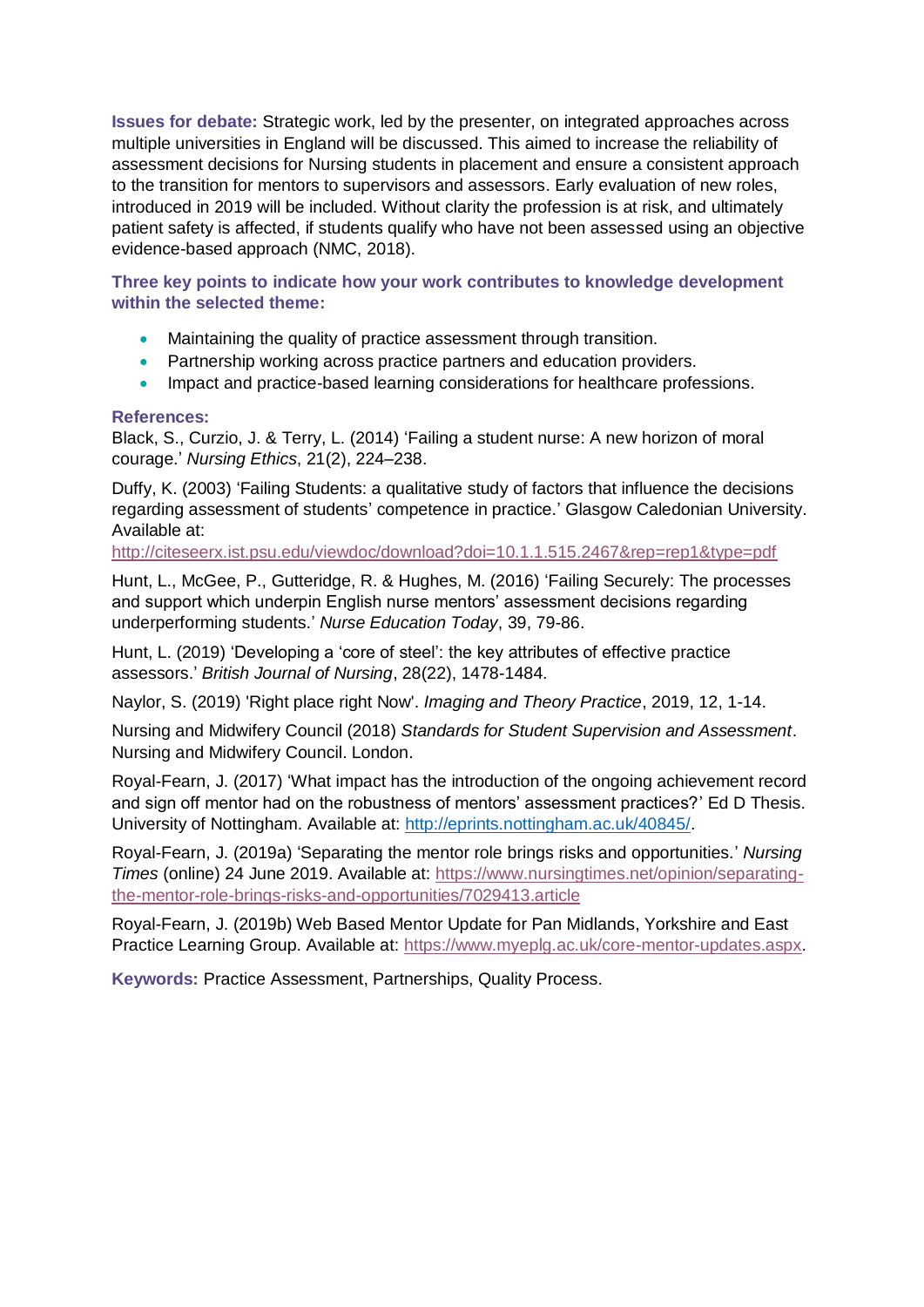**Issues for debate:** Strategic work, led by the presenter, on integrated approaches across multiple universities in England will be discussed. This aimed to increase the reliability of assessment decisions for Nursing students in placement and ensure a consistent approach to the transition for mentors to supervisors and assessors. Early evaluation of new roles, introduced in 2019 will be included. Without clarity the profession is at risk, and ultimately patient safety is affected, if students qualify who have not been assessed using an objective evidence-based approach (NMC, 2018).

**Three key points to indicate how your work contributes to knowledge development within the selected theme:**

- Maintaining the quality of practice assessment through transition.
- Partnership working across practice partners and education providers.
- Impact and practice-based learning considerations for healthcare professions.

**References:**

Black, S., Curzio, J. & Terry, L. (2014) 'Failing a student nurse: A new horizon of moral courage.' *Nursing Ethics*, 21(2), 224–238.

Duffy, K. (2003) 'Failing Students: a qualitative study of factors that influence the decisions regarding assessment of students' competence in practice.' Glasgow Caledonian University. Available at: http://citeseerx.ist.psu.edu/viewdoc/download?doi=10.1.1.515.2467&rep=rep1&type=pdf

Hunt, L., McGee, P., Gutteridge, R. & Hughes, M. (2016) 'Failing Securely: The processes and support which underpin English nurse mentors' assessment decisions regarding underperforming students.' *Nurse Education Today*, 39, 79-86.

Hunt, L. (2019) 'Developing a 'core of steel': the key attributes of effective practice assessors.' *British Journal of Nursing*, 28(22), 1478-1484.

Naylor, S. (2019) 'Right place right Now'. *Imaging and Theory Practice*, 2019, 12, 1-14.

Nursing and Midwifery Council (2018) *Standards for Student Supervision and Assessment*. Nursing and Midwifery Council. London.

Royal-Fearn, J. (2017) 'What impact has the introduction of the ongoing achievement record and sign off mentor had on the robustness of mentors' assessment practices?' Ed D Thesis. University of Nottingham. Available at: http://eprints.nottingham.ac.uk/40845/.

Royal-Fearn, J. (2019a) 'Separating the mentor role brings risks and opportunities.' *Nursing Times* (online) 24 June 2019. Available at: https://www.nursingtimes.net/opinion/separating-the-mentor-role-brings-risks-and-opportunities/7029413.article

Royal-Fearn, J. (2019b) Web Based Mentor Update for Pan Midlands, Yorkshire and East Practice Learning Group. Available at: https://www.myeplg.ac.uk/core-mentor-updates.aspx.

**Keywords:** Practice Assessment, Partnerships, Quality Process.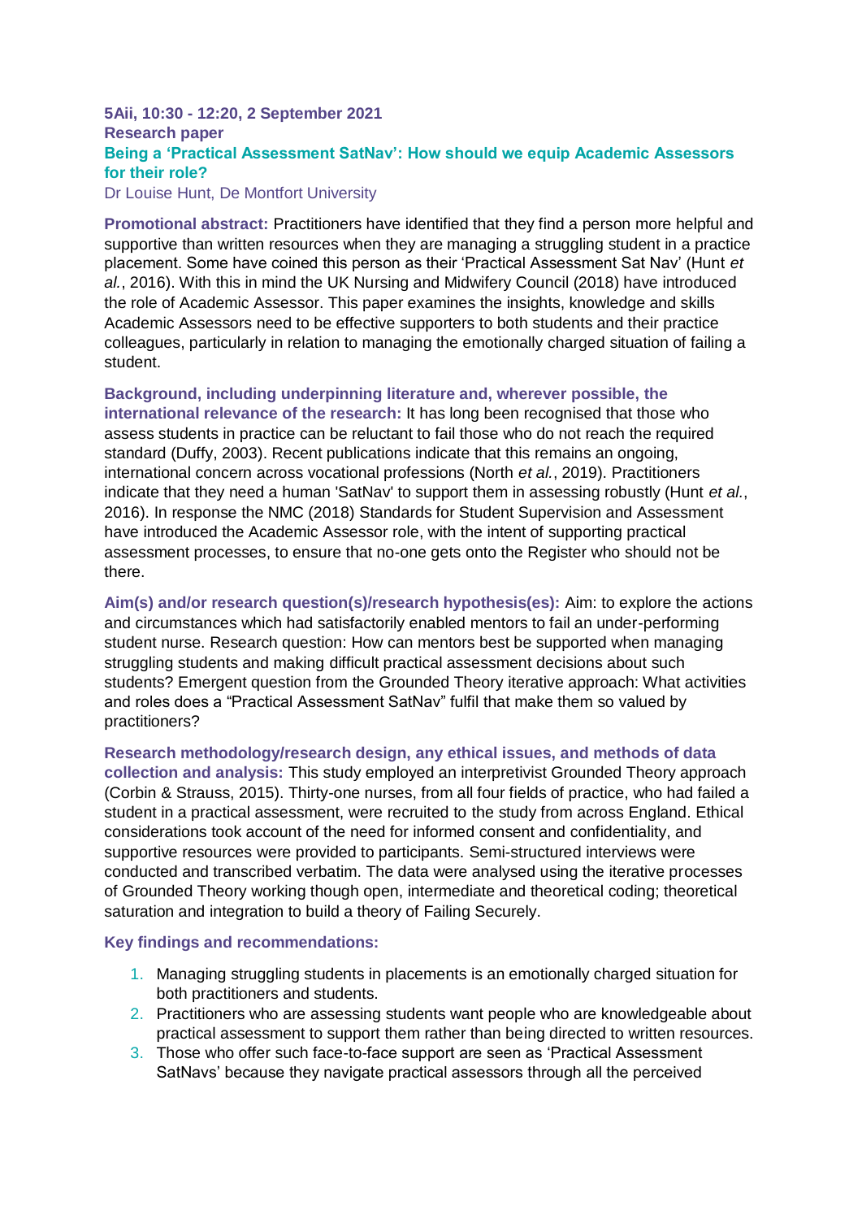**5Aii, 10:30 - 12:20, 2 September 2021**
**Research paper**
### Being a 'Practical Assessment SatNav': How should we equip Academic Assessors for their role?
Dr Louise Hunt, De Montfort University

**Promotional abstract:** Practitioners have identified that they find a person more helpful and supportive than written resources when they are managing a struggling student in a practice placement. Some have coined this person as their 'Practical Assessment Sat Nav' (Hunt *et al.*, 2016). With this in mind the UK Nursing and Midwifery Council (2018) have introduced the role of Academic Assessor. This paper examines the insights, knowledge and skills Academic Assessors need to be effective supporters to both students and their practice colleagues, particularly in relation to managing the emotionally charged situation of failing a student.

**Background, including underpinning literature and, wherever possible, the international relevance of the research:** It has long been recognised that those who assess students in practice can be reluctant to fail those who do not reach the required standard (Duffy, 2003). Recent publications indicate that this remains an ongoing, international concern across vocational professions (North *et al.*, 2019). Practitioners indicate that they need a human 'SatNav' to support them in assessing robustly (Hunt *et al.*, 2016). In response the NMC (2018) Standards for Student Supervision and Assessment have introduced the Academic Assessor role, with the intent of supporting practical assessment processes, to ensure that no-one gets onto the Register who should not be there.

**Aim(s) and/or research question(s)/research hypothesis(es):** Aim: to explore the actions and circumstances which had satisfactorily enabled mentors to fail an under-performing student nurse. Research question: How can mentors best be supported when managing struggling students and making difficult practical assessment decisions about such students? Emergent question from the Grounded Theory iterative approach: What activities and roles does a "Practical Assessment SatNav" fulfil that make them so valued by practitioners?

**Research methodology/research design, any ethical issues, and methods of data collection and analysis:** This study employed an interpretivist Grounded Theory approach (Corbin & Strauss, 2015). Thirty-one nurses, from all four fields of practice, who had failed a student in a practical assessment, were recruited to the study from across England. Ethical considerations took account of the need for informed consent and confidentiality, and supportive resources were provided to participants. Semi-structured interviews were conducted and transcribed verbatim. The data were analysed using the iterative processes of Grounded Theory working though open, intermediate and theoretical coding; theoretical saturation and integration to build a theory of Failing Securely.

**Key findings and recommendations:**

1. Managing struggling students in placements is an emotionally charged situation for both practitioners and students.
2. Practitioners who are assessing students want people who are knowledgeable about practical assessment to support them rather than being directed to written resources.
3. Those who offer such face-to-face support are seen as 'Practical Assessment SatNavs' because they navigate practical assessors through all the perceived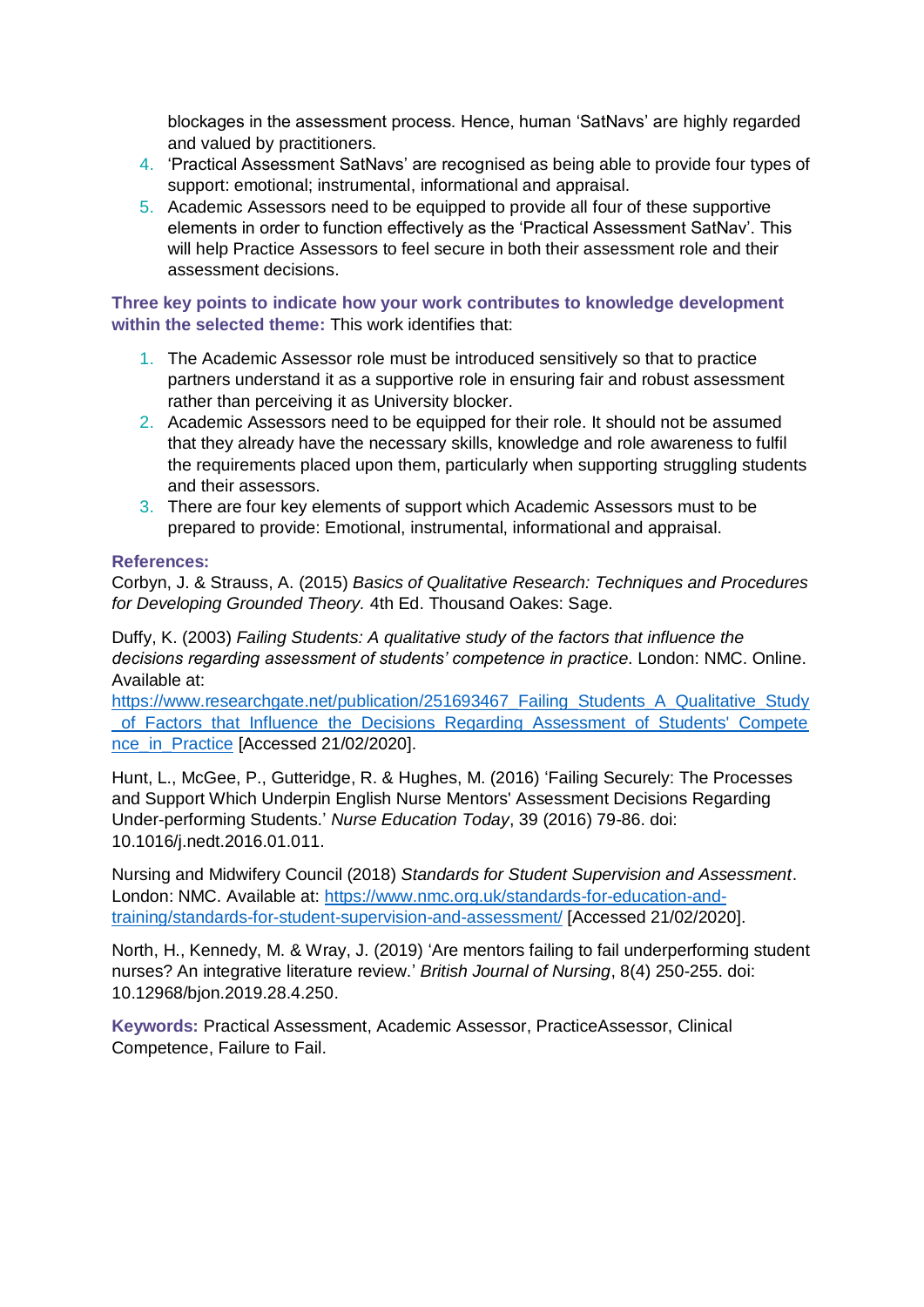blockages in the assessment process. Hence, human 'SatNavs' are highly regarded and valued by practitioners.

4. 'Practical Assessment SatNavs' are recognised as being able to provide four types of support: emotional; instrumental, informational and appraisal.
5. Academic Assessors need to be equipped to provide all four of these supportive elements in order to function effectively as the 'Practical Assessment SatNav'. This will help Practice Assessors to feel secure in both their assessment role and their assessment decisions.

**Three key points to indicate how your work contributes to knowledge development within the selected theme:** This work identifies that:

1. The Academic Assessor role must be introduced sensitively so that to practice partners understand it as a supportive role in ensuring fair and robust assessment rather than perceiving it as University blocker.
2. Academic Assessors need to be equipped for their role. It should not be assumed that they already have the necessary skills, knowledge and role awareness to fulfil the requirements placed upon them, particularly when supporting struggling students and their assessors.
3. There are four key elements of support which Academic Assessors must to be prepared to provide: Emotional, instrumental, informational and appraisal.

**References:**

Corbyn, J. & Strauss, A. (2015) *Basics of Qualitative Research: Techniques and Procedures for Developing Grounded Theory.* 4th Ed. Thousand Oakes: Sage.

Duffy, K. (2003) *Failing Students: A qualitative study of the factors that influence the decisions regarding assessment of students' competence in practice*. London: NMC. Online. Available at: [https://www.researchgate.net/publication/251693467_Failing_Students_A_Qualitative_Study_of_Factors_that_Influence_the_Decisions_Regarding_Assessment_of_Students'_Competence_in_Practice](https://www.researchgate.net/publication/251693467_Failing_Students_A_Qualitative_Study_of_Factors_that_Influence_the_Decisions_Regarding_Assessment_of_Students'_Competence_in_Practice) [Accessed 21/02/2020].

Hunt, L., McGee, P., Gutteridge, R. & Hughes, M. (2016) 'Failing Securely: The Processes and Support Which Underpin English Nurse Mentors' Assessment Decisions Regarding Under-performing Students.' *Nurse Education Today*, 39 (2016) 79-86. doi: 10.1016/j.nedt.2016.01.011.

Nursing and Midwifery Council (2018) *Standards for Student Supervision and Assessment*. London: NMC. Available at: [https://www.nmc.org.uk/standards-for-education-and-training/standards-for-student-supervision-and-assessment/](https://www.nmc.org.uk/standards-for-education-and-training/standards-for-student-supervision-and-assessment/) [Accessed 21/02/2020].

North, H., Kennedy, M. & Wray, J. (2019) 'Are mentors failing to fail underperforming student nurses? An integrative literature review.' *British Journal of Nursing*, 8(4) 250-255. doi: 10.12968/bjon.2019.28.4.250.

**Keywords:** Practical Assessment, Academic Assessor, PracticeAssessor, Clinical Competence, Failure to Fail.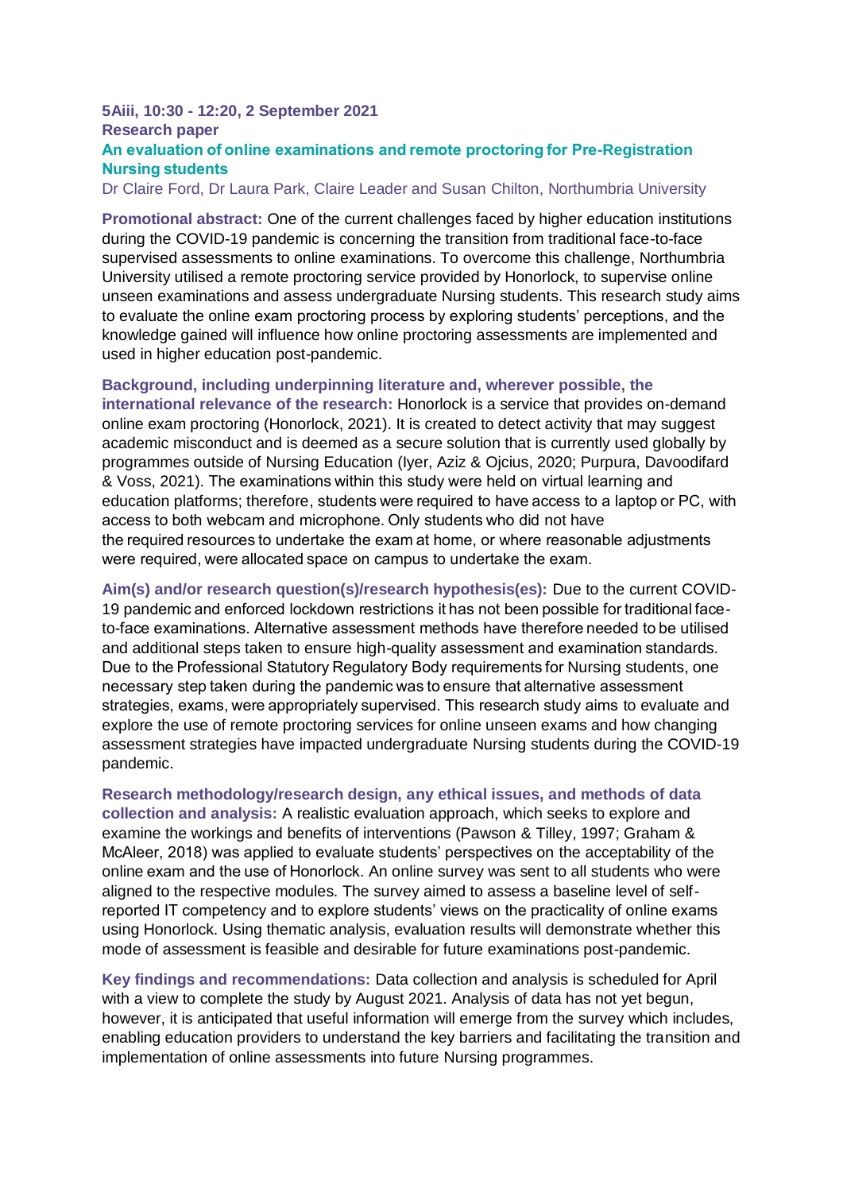**5Aiii, 10:30 - 12:20, 2 September 2021**

**Research paper**

## An evaluation of online examinations and remote proctoring for Pre-Registration Nursing students

Dr Claire Ford, Dr Laura Park, Claire Leader and Susan Chilton, Northumbria University

**Promotional abstract:** One of the current challenges faced by higher education institutions during the COVID-19 pandemic is concerning the transition from traditional face-to-face supervised assessments to online examinations. To overcome this challenge, Northumbria University utilised a remote proctoring service provided by Honorlock, to supervise online unseen examinations and assess undergraduate Nursing students. This research study aims to evaluate the online exam proctoring process by exploring students' perceptions, and the knowledge gained will influence how online proctoring assessments are implemented and used in higher education post-pandemic.

**Background, including underpinning literature and, wherever possible, the international relevance of the research:** Honorlock is a service that provides on-demand online exam proctoring (Honorlock, 2021). It is created to detect activity that may suggest academic misconduct and is deemed as a secure solution that is currently used globally by programmes outside of Nursing Education (Iyer, Aziz & Ojcius, 2020; Purpura, Davoodifard & Voss, 2021). The examinations within this study were held on virtual learning and education platforms; therefore, students were required to have access to a laptop or PC, with access to both webcam and microphone. Only students who did not have the required resources to undertake the exam at home, or where reasonable adjustments were required, were allocated space on campus to undertake the exam.

**Aim(s) and/or research question(s)/research hypothesis(es):** Due to the current COVID-19 pandemic and enforced lockdown restrictions it has not been possible for traditional face-to-face examinations. Alternative assessment methods have therefore needed to be utilised and additional steps taken to ensure high-quality assessment and examination standards. Due to the Professional Statutory Regulatory Body requirements for Nursing students, one necessary step taken during the pandemic was to ensure that alternative assessment strategies, exams, were appropriately supervised. This research study aims to evaluate and explore the use of remote proctoring services for online unseen exams and how changing assessment strategies have impacted undergraduate Nursing students during the COVID-19 pandemic.

**Research methodology/research design, any ethical issues, and methods of data collection and analysis:** A realistic evaluation approach, which seeks to explore and examine the workings and benefits of interventions (Pawson & Tilley, 1997; Graham & McAleer, 2018) was applied to evaluate students' perspectives on the acceptability of the online exam and the use of Honorlock. An online survey was sent to all students who were aligned to the respective modules. The survey aimed to assess a baseline level of self-reported IT competency and to explore students' views on the practicality of online exams using Honorlock. Using thematic analysis, evaluation results will demonstrate whether this mode of assessment is feasible and desirable for future examinations post-pandemic.

**Key findings and recommendations:** Data collection and analysis is scheduled for April with a view to complete the study by August 2021. Analysis of data has not yet begun, however, it is anticipated that useful information will emerge from the survey which includes, enabling education providers to understand the key barriers and facilitating the transition and implementation of online assessments into future Nursing programmes.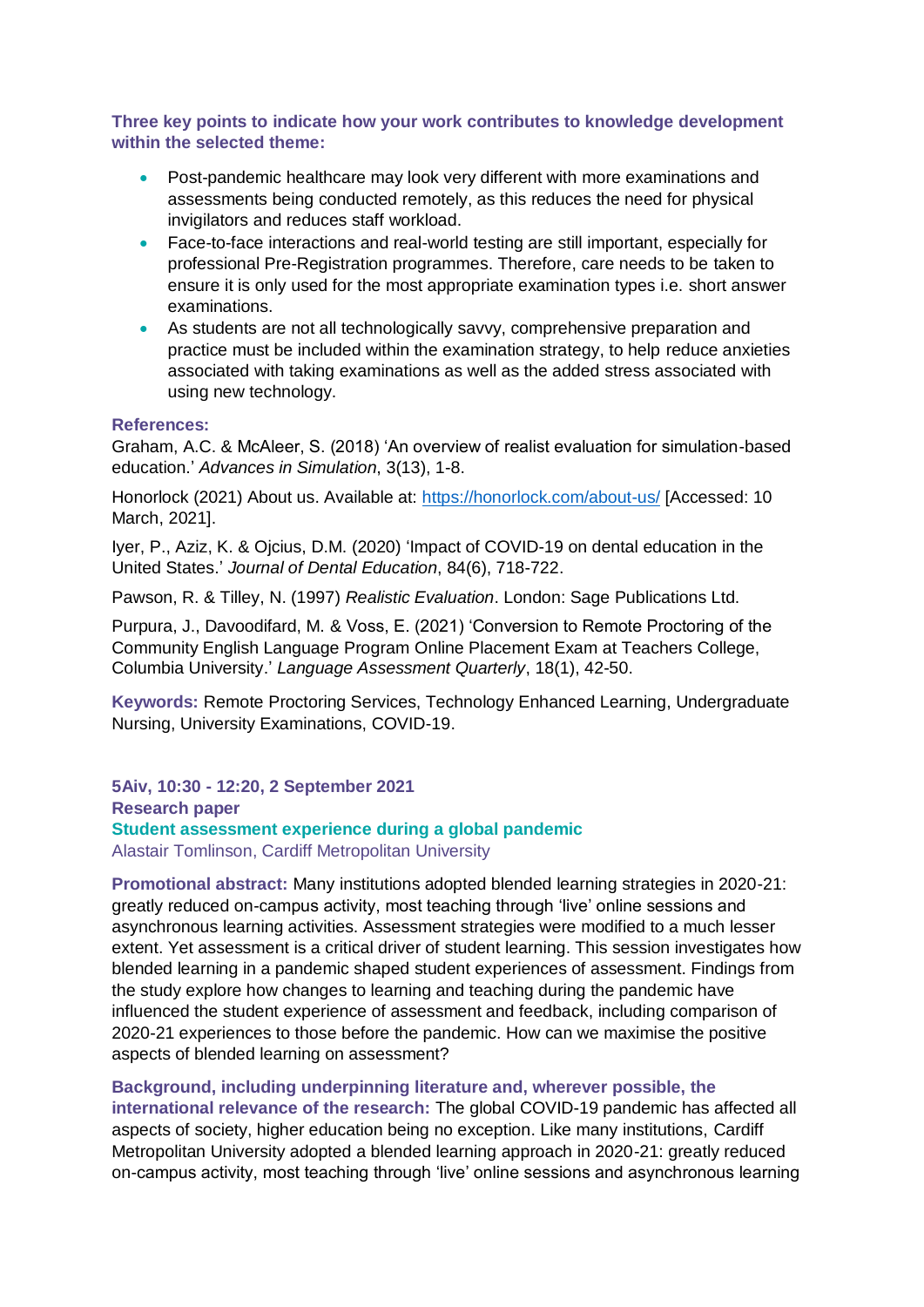**Three key points to indicate how your work contributes to knowledge development within the selected theme:**

- Post-pandemic healthcare may look very different with more examinations and assessments being conducted remotely, as this reduces the need for physical invigilators and reduces staff workload.
- Face-to-face interactions and real-world testing are still important, especially for professional Pre-Registration programmes. Therefore, care needs to be taken to ensure it is only used for the most appropriate examination types i.e. short answer examinations.
- As students are not all technologically savvy, comprehensive preparation and practice must be included within the examination strategy, to help reduce anxieties associated with taking examinations as well as the added stress associated with using new technology.

**References:**

Graham, A.C. & McAleer, S. (2018) 'An overview of realist evaluation for simulation-based education.' *Advances in Simulation*, 3(13), 1-8.

Honorlock (2021) About us. Available at: https://honorlock.com/about-us/ [Accessed: 10 March, 2021].

Iyer, P., Aziz, K. & Ojcius, D.M. (2020) 'Impact of COVID-19 on dental education in the United States.' *Journal of Dental Education*, 84(6), 718-722.

Pawson, R. & Tilley, N. (1997) *Realistic Evaluation*. London: Sage Publications Ltd.

Purpura, J., Davoodifard, M. & Voss, E. (2021) 'Conversion to Remote Proctoring of the Community English Language Program Online Placement Exam at Teachers College, Columbia University.' *Language Assessment Quarterly*, 18(1), 42-50.

**Keywords:** Remote Proctoring Services, Technology Enhanced Learning, Undergraduate Nursing, University Examinations, COVID-19.

**5Aiv, 10:30 - 12:20, 2 September 2021**
**Research paper**

## Student assessment experience during a global pandemic

Alastair Tomlinson, Cardiff Metropolitan University

**Promotional abstract:** Many institutions adopted blended learning strategies in 2020-21: greatly reduced on-campus activity, most teaching through 'live' online sessions and asynchronous learning activities. Assessment strategies were modified to a much lesser extent. Yet assessment is a critical driver of student learning. This session investigates how blended learning in a pandemic shaped student experiences of assessment. Findings from the study explore how changes to learning and teaching during the pandemic have influenced the student experience of assessment and feedback, including comparison of 2020-21 experiences to those before the pandemic. How can we maximise the positive aspects of blended learning on assessment?

**Background, including underpinning literature and, wherever possible, the international relevance of the research:** The global COVID-19 pandemic has affected all aspects of society, higher education being no exception. Like many institutions, Cardiff Metropolitan University adopted a blended learning approach in 2020-21: greatly reduced on-campus activity, most teaching through 'live' online sessions and asynchronous learning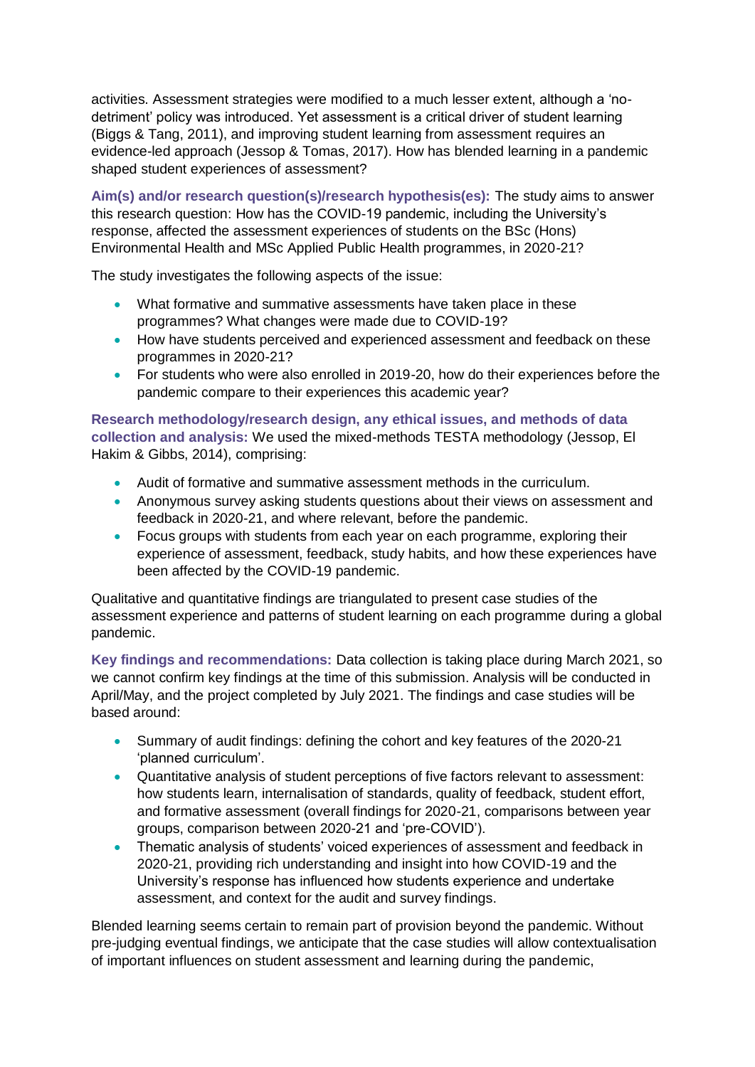activities. Assessment strategies were modified to a much lesser extent, although a 'no-detriment' policy was introduced. Yet assessment is a critical driver of student learning (Biggs & Tang, 2011), and improving student learning from assessment requires an evidence-led approach (Jessop & Tomas, 2017). How has blended learning in a pandemic shaped student experiences of assessment?

**Aim(s) and/or research question(s)/research hypothesis(es):** The study aims to answer this research question: How has the COVID-19 pandemic, including the University's response, affected the assessment experiences of students on the BSc (Hons) Environmental Health and MSc Applied Public Health programmes, in 2020-21?

The study investigates the following aspects of the issue:

- What formative and summative assessments have taken place in these programmes? What changes were made due to COVID-19?
- How have students perceived and experienced assessment and feedback on these programmes in 2020-21?
- For students who were also enrolled in 2019-20, how do their experiences before the pandemic compare to their experiences this academic year?

**Research methodology/research design, any ethical issues, and methods of data collection and analysis:** We used the mixed-methods TESTA methodology (Jessop, El Hakim & Gibbs, 2014), comprising:

- Audit of formative and summative assessment methods in the curriculum.
- Anonymous survey asking students questions about their views on assessment and feedback in 2020-21, and where relevant, before the pandemic.
- Focus groups with students from each year on each programme, exploring their experience of assessment, feedback, study habits, and how these experiences have been affected by the COVID-19 pandemic.

Qualitative and quantitative findings are triangulated to present case studies of the assessment experience and patterns of student learning on each programme during a global pandemic.

**Key findings and recommendations:** Data collection is taking place during March 2021, so we cannot confirm key findings at the time of this submission. Analysis will be conducted in April/May, and the project completed by July 2021. The findings and case studies will be based around:

- Summary of audit findings: defining the cohort and key features of the 2020-21 'planned curriculum'.
- Quantitative analysis of student perceptions of five factors relevant to assessment: how students learn, internalisation of standards, quality of feedback, student effort, and formative assessment (overall findings for 2020-21, comparisons between year groups, comparison between 2020-21 and 'pre-COVID').
- Thematic analysis of students' voiced experiences of assessment and feedback in 2020-21, providing rich understanding and insight into how COVID-19 and the University's response has influenced how students experience and undertake assessment, and context for the audit and survey findings.

Blended learning seems certain to remain part of provision beyond the pandemic. Without pre-judging eventual findings, we anticipate that the case studies will allow contextualisation of important influences on student assessment and learning during the pandemic,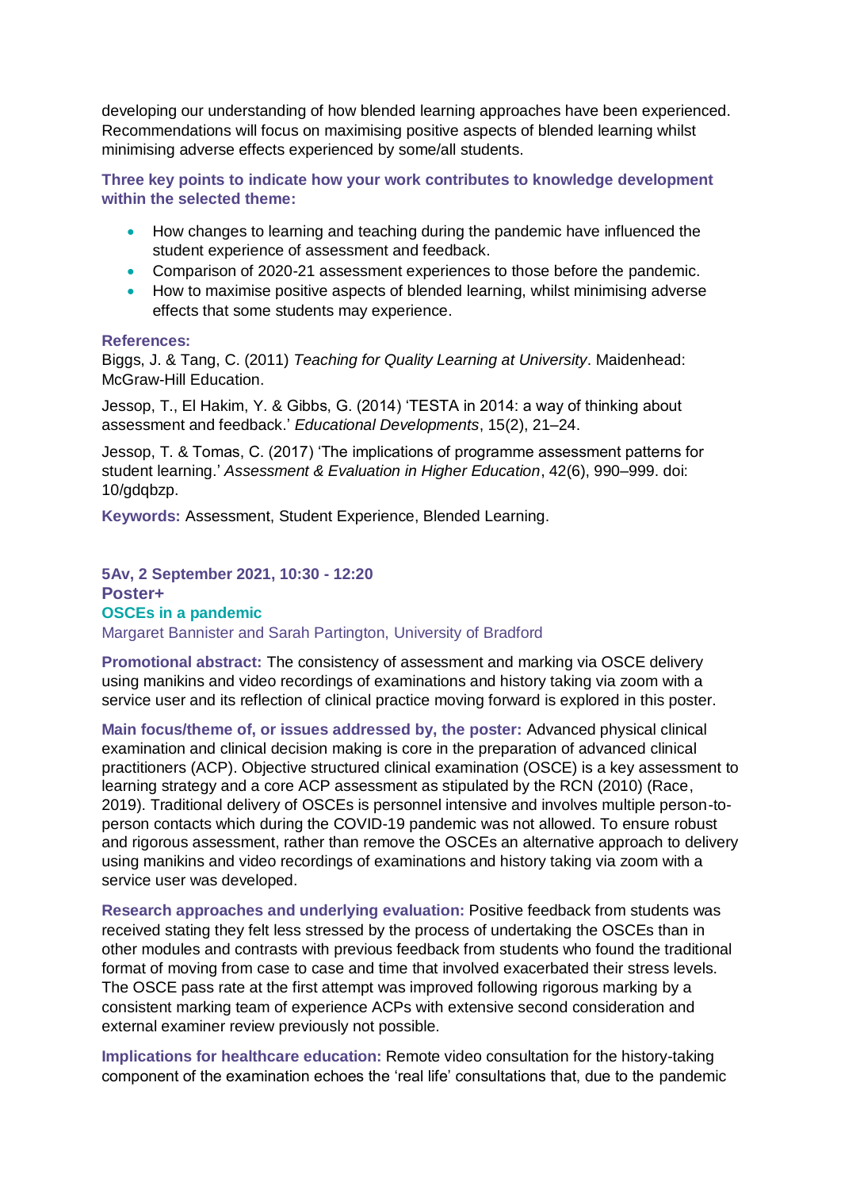developing our understanding of how blended learning approaches have been experienced. Recommendations will focus on maximising positive aspects of blended learning whilst minimising adverse effects experienced by some/all students.

**Three key points to indicate how your work contributes to knowledge development within the selected theme:**

- How changes to learning and teaching during the pandemic have influenced the student experience of assessment and feedback.
- Comparison of 2020-21 assessment experiences to those before the pandemic.
- How to maximise positive aspects of blended learning, whilst minimising adverse effects that some students may experience.

**References:**

Biggs, J. & Tang, C. (2011) *Teaching for Quality Learning at University*. Maidenhead: McGraw-Hill Education.

Jessop, T., El Hakim, Y. & Gibbs, G. (2014) 'TESTA in 2014: a way of thinking about assessment and feedback.' *Educational Developments*, 15(2), 21–24.

Jessop, T. & Tomas, C. (2017) 'The implications of programme assessment patterns for student learning.' *Assessment & Evaluation in Higher Education*, 42(6), 990–999. doi: 10/gdqbzp.

**Keywords:** Assessment, Student Experience, Blended Learning.

**5Av, 2 September 2021, 10:30 - 12:20**
**Poster+**

## OSCEs in a pandemic

Margaret Bannister and Sarah Partington, University of Bradford

**Promotional abstract:** The consistency of assessment and marking via OSCE delivery using manikins and video recordings of examinations and history taking via zoom with a service user and its reflection of clinical practice moving forward is explored in this poster.

**Main focus/theme of, or issues addressed by, the poster:** Advanced physical clinical examination and clinical decision making is core in the preparation of advanced clinical practitioners (ACP). Objective structured clinical examination (OSCE) is a key assessment to learning strategy and a core ACP assessment as stipulated by the RCN (2010) (Race, 2019). Traditional delivery of OSCEs is personnel intensive and involves multiple person-to-person contacts which during the COVID-19 pandemic was not allowed. To ensure robust and rigorous assessment, rather than remove the OSCEs an alternative approach to delivery using manikins and video recordings of examinations and history taking via zoom with a service user was developed.

**Research approaches and underlying evaluation:** Positive feedback from students was received stating they felt less stressed by the process of undertaking the OSCEs than in other modules and contrasts with previous feedback from students who found the traditional format of moving from case to case and time that involved exacerbated their stress levels. The OSCE pass rate at the first attempt was improved following rigorous marking by a consistent marking team of experience ACPs with extensive second consideration and external examiner review previously not possible.

**Implications for healthcare education:** Remote video consultation for the history-taking component of the examination echoes the 'real life' consultations that, due to the pandemic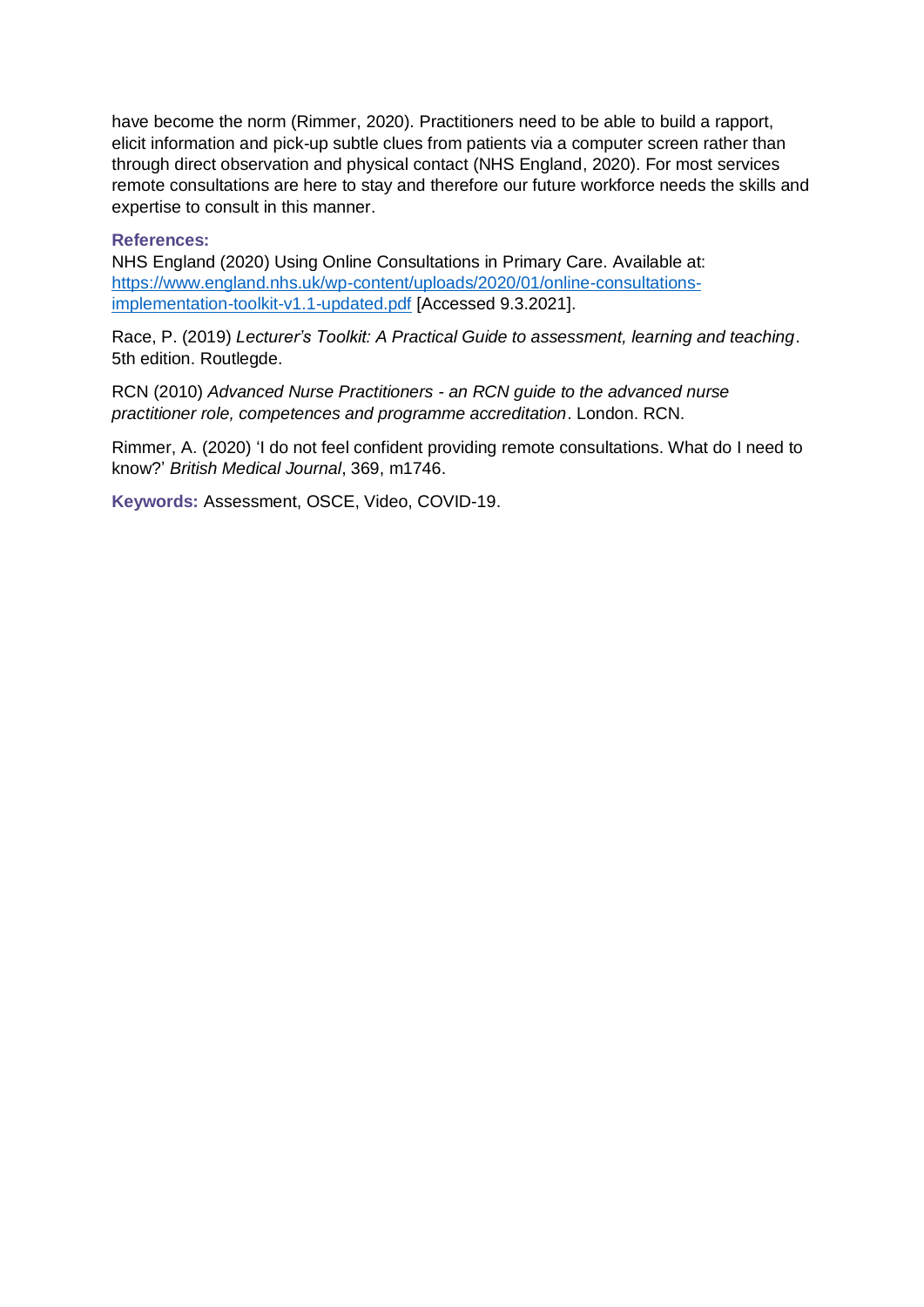have become the norm (Rimmer, 2020). Practitioners need to be able to build a rapport, elicit information and pick-up subtle clues from patients via a computer screen rather than through direct observation and physical contact (NHS England, 2020). For most services remote consultations are here to stay and therefore our future workforce needs the skills and expertise to consult in this manner.

**References:**

NHS England (2020) Using Online Consultations in Primary Care. Available at: [https://www.england.nhs.uk/wp-content/uploads/2020/01/online-consultations-implementation-toolkit-v1.1-updated.pdf](https://www.england.nhs.uk/wp-content/uploads/2020/01/online-consultations-implementation-toolkit-v1.1-updated.pdf) [Accessed 9.3.2021].

Race, P. (2019) *Lecturer's Toolkit: A Practical Guide to assessment, learning and teaching*. 5th edition. Routlegde.

RCN (2010) *Advanced Nurse Practitioners - an RCN guide to the advanced nurse practitioner role, competences and programme accreditation*. London. RCN.

Rimmer, A. (2020) 'I do not feel confident providing remote consultations. What do I need to know?' *British Medical Journal*, 369, m1746.

**Keywords:** Assessment, OSCE, Video, COVID-19.